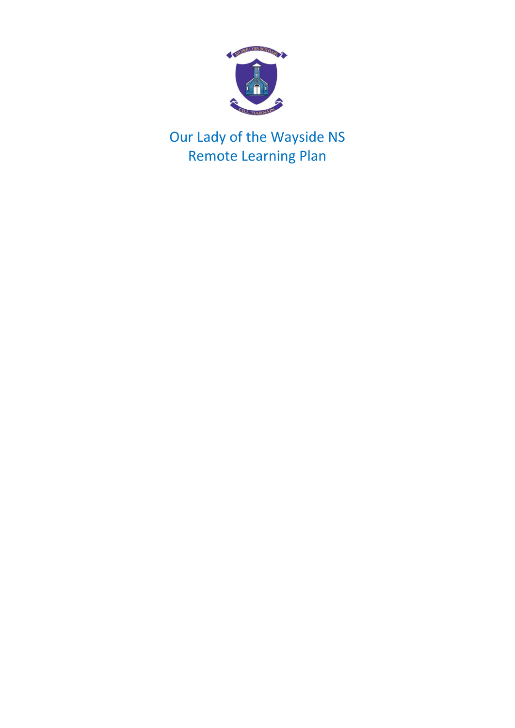# Our Lady of the Wayside NS
# Remote Learning Plan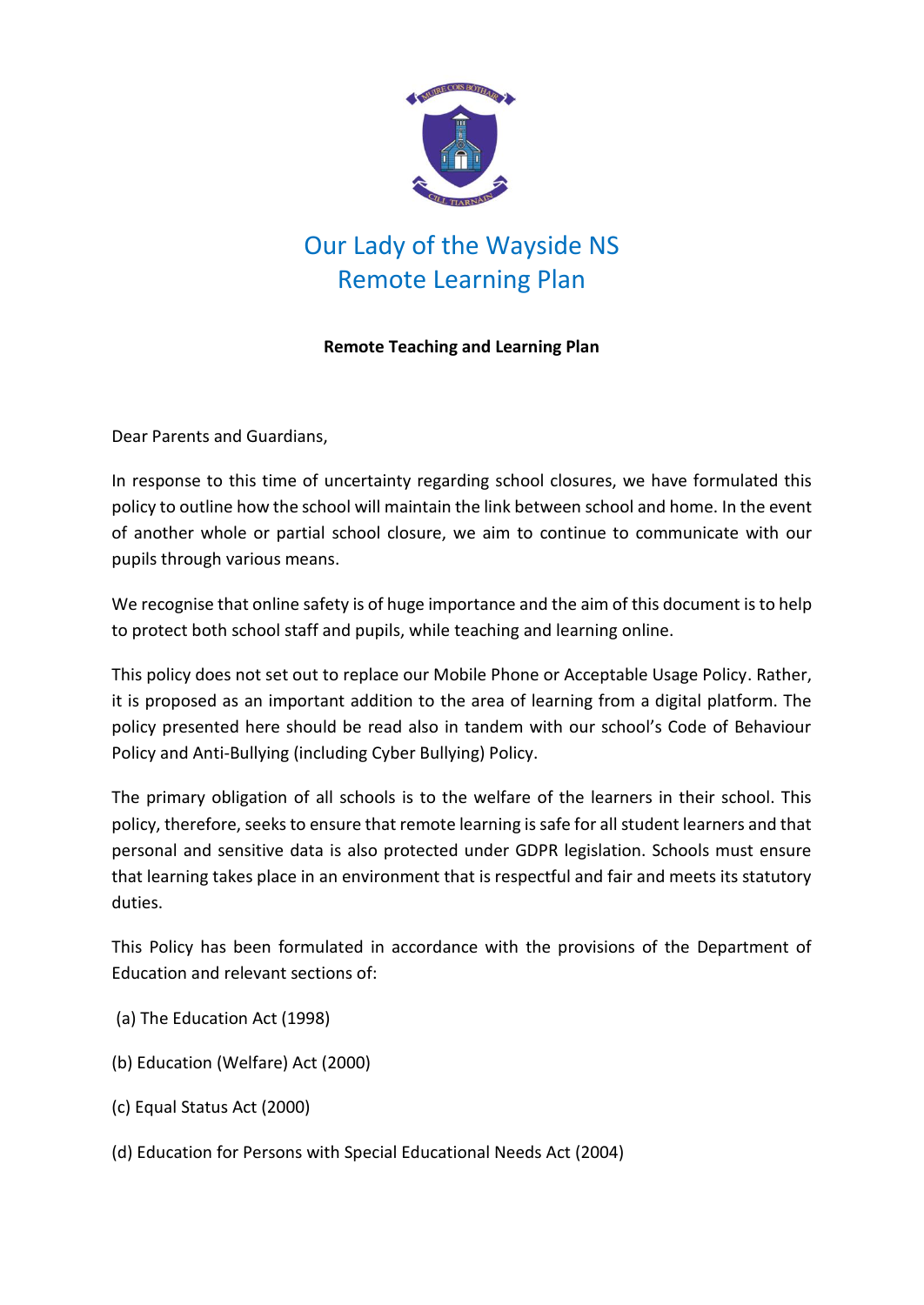# Our Lady of the Wayside NS
# Remote Learning Plan

**Remote Teaching and Learning Plan**

Dear Parents and Guardians,

In response to this time of uncertainty regarding school closures, we have formulated this policy to outline how the school will maintain the link between school and home. In the event of another whole or partial school closure, we aim to continue to communicate with our pupils through various means.

We recognise that online safety is of huge importance and the aim of this document is to help to protect both school staff and pupils, while teaching and learning online.

This policy does not set out to replace our Mobile Phone or Acceptable Usage Policy. Rather, it is proposed as an important addition to the area of learning from a digital platform. The policy presented here should be read also in tandem with our school's Code of Behaviour Policy and Anti-Bullying (including Cyber Bullying) Policy.

The primary obligation of all schools is to the welfare of the learners in their school. This policy, therefore, seeks to ensure that remote learning is safe for all student learners and that personal and sensitive data is also protected under GDPR legislation. Schools must ensure that learning takes place in an environment that is respectful and fair and meets its statutory duties.

This Policy has been formulated in accordance with the provisions of the Department of Education and relevant sections of:

(a) The Education Act (1998)

(b) Education (Welfare) Act (2000)

(c) Equal Status Act (2000)

(d) Education for Persons with Special Educational Needs Act (2004)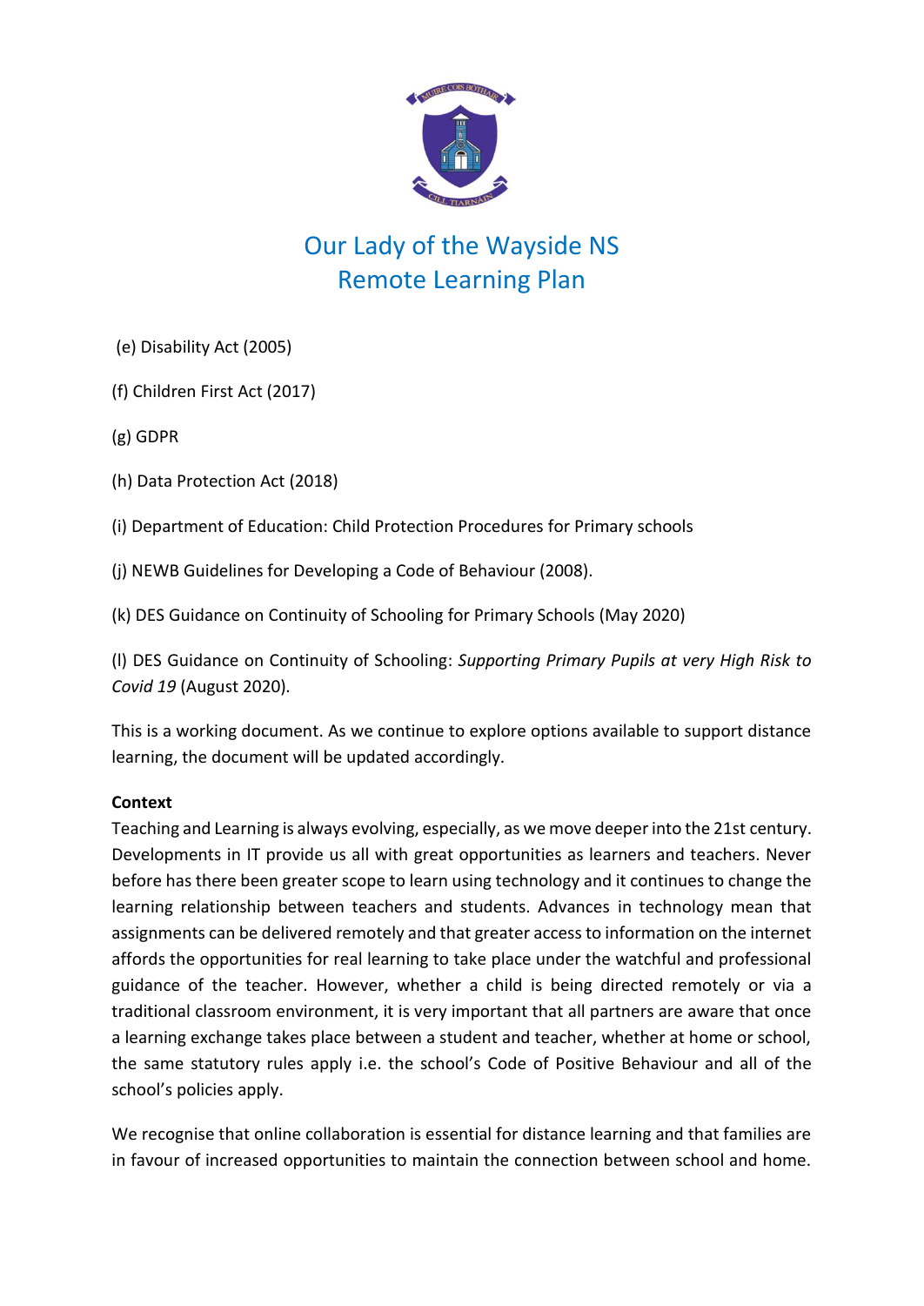# Our Lady of the Wayside NS
# Remote Learning Plan

(e) Disability Act (2005)

(f) Children First Act (2017)

(g) GDPR

(h) Data Protection Act (2018)

(i) Department of Education: Child Protection Procedures for Primary schools

(j) NEWB Guidelines for Developing a Code of Behaviour (2008).

(k) DES Guidance on Continuity of Schooling for Primary Schools (May 2020)

(l) DES Guidance on Continuity of Schooling: *Supporting Primary Pupils at very High Risk to Covid 19* (August 2020).

This is a working document. As we continue to explore options available to support distance learning, the document will be updated accordingly.

**Context**

Teaching and Learning is always evolving, especially, as we move deeper into the 21st century. Developments in IT provide us all with great opportunities as learners and teachers. Never before has there been greater scope to learn using technology and it continues to change the learning relationship between teachers and students. Advances in technology mean that assignments can be delivered remotely and that greater access to information on the internet affords the opportunities for real learning to take place under the watchful and professional guidance of the teacher. However, whether a child is being directed remotely or via a traditional classroom environment, it is very important that all partners are aware that once a learning exchange takes place between a student and teacher, whether at home or school, the same statutory rules apply i.e. the school's Code of Positive Behaviour and all of the school's policies apply.

We recognise that online collaboration is essential for distance learning and that families are in favour of increased opportunities to maintain the connection between school and home.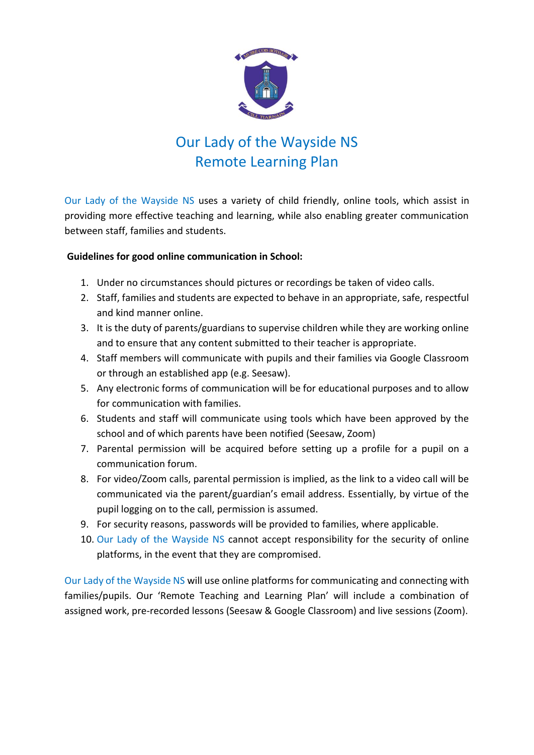# Our Lady of the Wayside NS
# Remote Learning Plan

Our Lady of the Wayside NS uses a variety of child friendly, online tools, which assist in providing more effective teaching and learning, while also enabling greater communication between staff, families and students.

**Guidelines for good online communication in School:**

1. Under no circumstances should pictures or recordings be taken of video calls.
2. Staff, families and students are expected to behave in an appropriate, safe, respectful and kind manner online.
3. It is the duty of parents/guardians to supervise children while they are working online and to ensure that any content submitted to their teacher is appropriate.
4. Staff members will communicate with pupils and their families via Google Classroom or through an established app (e.g. Seesaw).
5. Any electronic forms of communication will be for educational purposes and to allow for communication with families.
6. Students and staff will communicate using tools which have been approved by the school and of which parents have been notified (Seesaw, Zoom)
7. Parental permission will be acquired before setting up a profile for a pupil on a communication forum.
8. For video/Zoom calls, parental permission is implied, as the link to a video call will be communicated via the parent/guardian's email address. Essentially, by virtue of the pupil logging on to the call, permission is assumed.
9. For security reasons, passwords will be provided to families, where applicable.
10. Our Lady of the Wayside NS cannot accept responsibility for the security of online platforms, in the event that they are compromised.

Our Lady of the Wayside NS will use online platforms for communicating and connecting with families/pupils. Our 'Remote Teaching and Learning Plan' will include a combination of assigned work, pre-recorded lessons (Seesaw & Google Classroom) and live sessions (Zoom).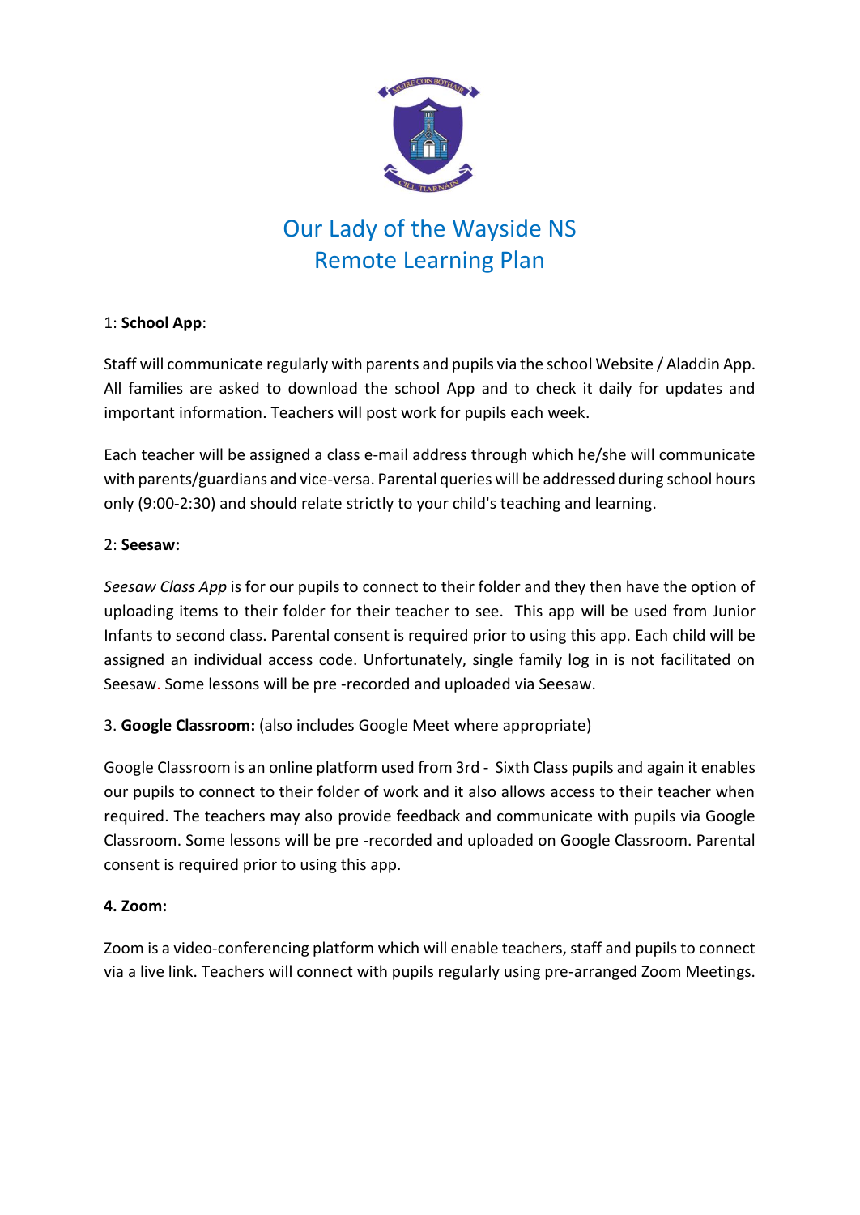# Our Lady of the Wayside NS
# Remote Learning Plan

1: **School App**:

Staff will communicate regularly with parents and pupils via the school Website / Aladdin App. All families are asked to download the school App and to check it daily for updates and important information. Teachers will post work for pupils each week.

Each teacher will be assigned a class e-mail address through which he/she will communicate with parents/guardians and vice-versa. Parental queries will be addressed during school hours only (9:00-2:30) and should relate strictly to your child's teaching and learning.

2: **Seesaw:**

*Seesaw Class App* is for our pupils to connect to their folder and they then have the option of uploading items to their folder for their teacher to see. This app will be used from Junior Infants to second class. Parental consent is required prior to using this app. Each child will be assigned an individual access code. Unfortunately, single family log in is not facilitated on Seesaw. Some lessons will be pre -recorded and uploaded via Seesaw.

3. **Google Classroom:** (also includes Google Meet where appropriate)

Google Classroom is an online platform used from 3rd - Sixth Class pupils and again it enables our pupils to connect to their folder of work and it also allows access to their teacher when required. The teachers may also provide feedback and communicate with pupils via Google Classroom. Some lessons will be pre -recorded and uploaded on Google Classroom. Parental consent is required prior to using this app.

**4. Zoom:**

Zoom is a video-conferencing platform which will enable teachers, staff and pupils to connect via a live link. Teachers will connect with pupils regularly using pre-arranged Zoom Meetings.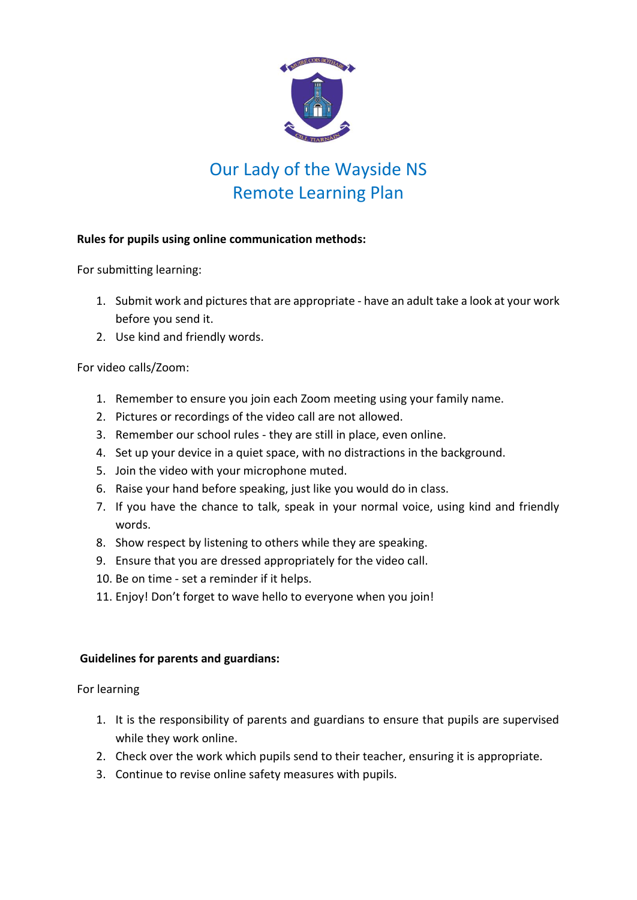# Our Lady of the Wayside NS
# Remote Learning Plan

**Rules for pupils using online communication methods:**

For submitting learning:

1. Submit work and pictures that are appropriate - have an adult take a look at your work before you send it.
2. Use kind and friendly words.

For video calls/Zoom:

1. Remember to ensure you join each Zoom meeting using your family name.
2. Pictures or recordings of the video call are not allowed.
3. Remember our school rules - they are still in place, even online.
4. Set up your device in a quiet space, with no distractions in the background.
5. Join the video with your microphone muted.
6. Raise your hand before speaking, just like you would do in class.
7. If you have the chance to talk, speak in your normal voice, using kind and friendly words.
8. Show respect by listening to others while they are speaking.
9. Ensure that you are dressed appropriately for the video call.
10. Be on time - set a reminder if it helps.
11. Enjoy! Don't forget to wave hello to everyone when you join!

**Guidelines for parents and guardians:**

For learning

1. It is the responsibility of parents and guardians to ensure that pupils are supervised while they work online.
2. Check over the work which pupils send to their teacher, ensuring it is appropriate.
3. Continue to revise online safety measures with pupils.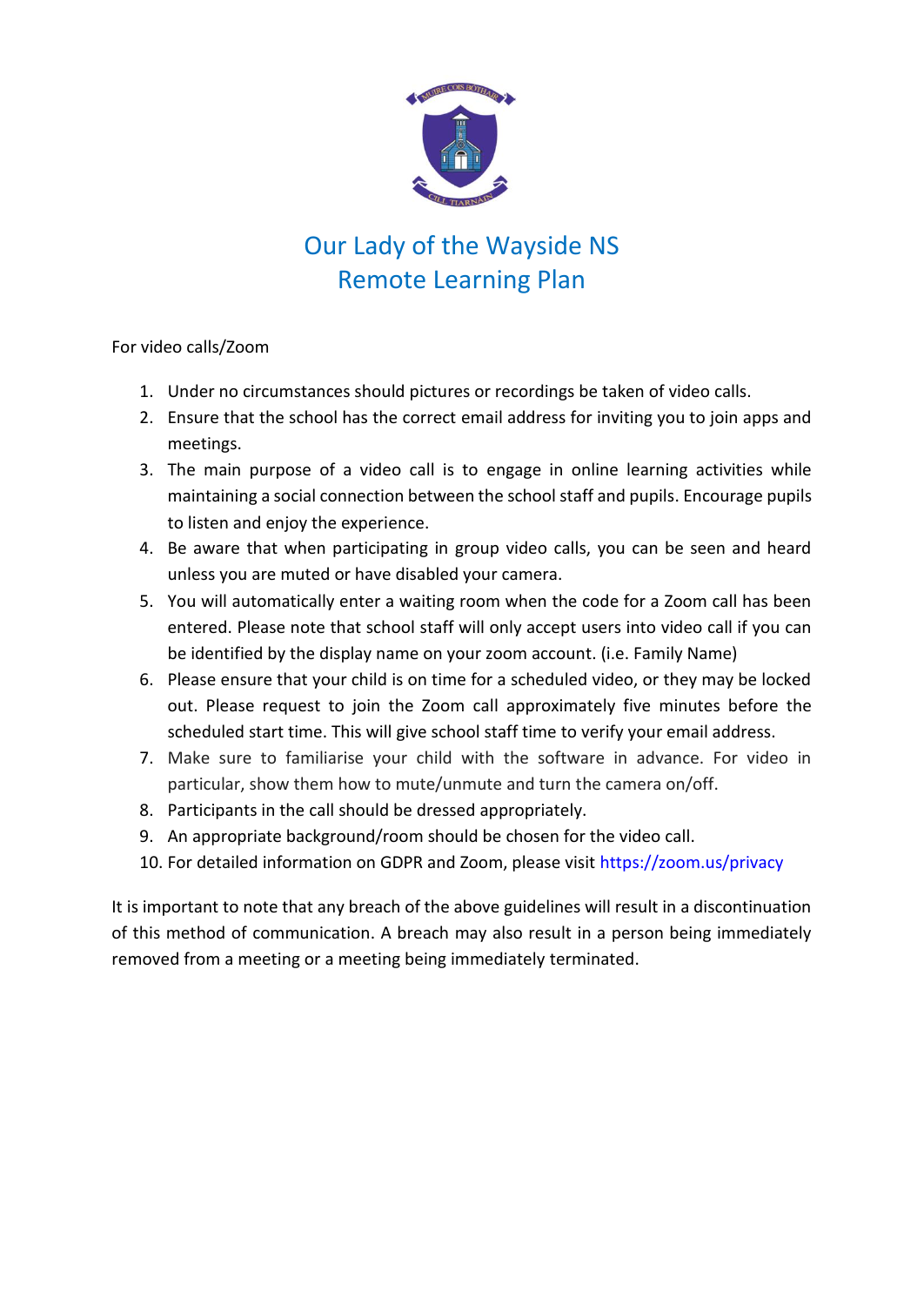# Our Lady of the Wayside NS
# Remote Learning Plan

For video calls/Zoom

1. Under no circumstances should pictures or recordings be taken of video calls.
2. Ensure that the school has the correct email address for inviting you to join apps and meetings.
3. The main purpose of a video call is to engage in online learning activities while maintaining a social connection between the school staff and pupils. Encourage pupils to listen and enjoy the experience.
4. Be aware that when participating in group video calls, you can be seen and heard unless you are muted or have disabled your camera.
5. You will automatically enter a waiting room when the code for a Zoom call has been entered. Please note that school staff will only accept users into video call if you can be identified by the display name on your zoom account. (i.e. Family Name)
6. Please ensure that your child is on time for a scheduled video, or they may be locked out. Please request to join the Zoom call approximately five minutes before the scheduled start time. This will give school staff time to verify your email address.
7. Make sure to familiarise your child with the software in advance. For video in particular, show them how to mute/unmute and turn the camera on/off.
8. Participants in the call should be dressed appropriately.
9. An appropriate background/room should be chosen for the video call.
10. For detailed information on GDPR and Zoom, please visit https://zoom.us/privacy

It is important to note that any breach of the above guidelines will result in a discontinuation of this method of communication. A breach may also result in a person being immediately removed from a meeting or a meeting being immediately terminated.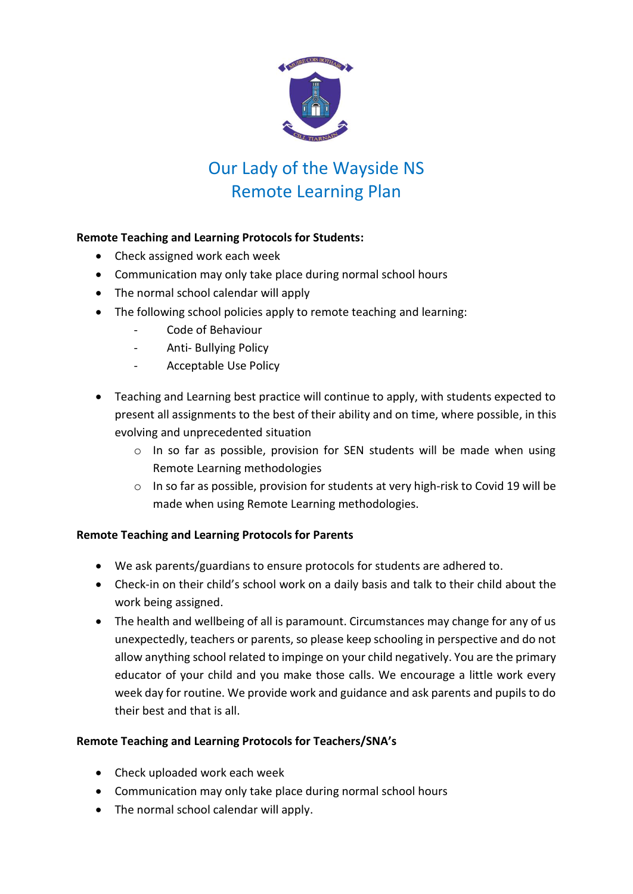# Our Lady of the Wayside NS
# Remote Learning Plan

**Remote Teaching and Learning Protocols for Students:**

- Check assigned work each week
- Communication may only take place during normal school hours
- The normal school calendar will apply
- The following school policies apply to remote teaching and learning:
  - Code of Behaviour
  - Anti- Bullying Policy
  - Acceptable Use Policy

- Teaching and Learning best practice will continue to apply, with students expected to present all assignments to the best of their ability and on time, where possible, in this evolving and unprecedented situation
  - In so far as possible, provision for SEN students will be made when using Remote Learning methodologies
  - In so far as possible, provision for students at very high-risk to Covid 19 will be made when using Remote Learning methodologies.

**Remote Teaching and Learning Protocols for Parents**

- We ask parents/guardians to ensure protocols for students are adhered to.
- Check-in on their child's school work on a daily basis and talk to their child about the work being assigned.
- The health and wellbeing of all is paramount. Circumstances may change for any of us unexpectedly, teachers or parents, so please keep schooling in perspective and do not allow anything school related to impinge on your child negatively. You are the primary educator of your child and you make those calls. We encourage a little work every week day for routine. We provide work and guidance and ask parents and pupils to do their best and that is all.

**Remote Teaching and Learning Protocols for Teachers/SNA's**

- Check uploaded work each week
- Communication may only take place during normal school hours
- The normal school calendar will apply.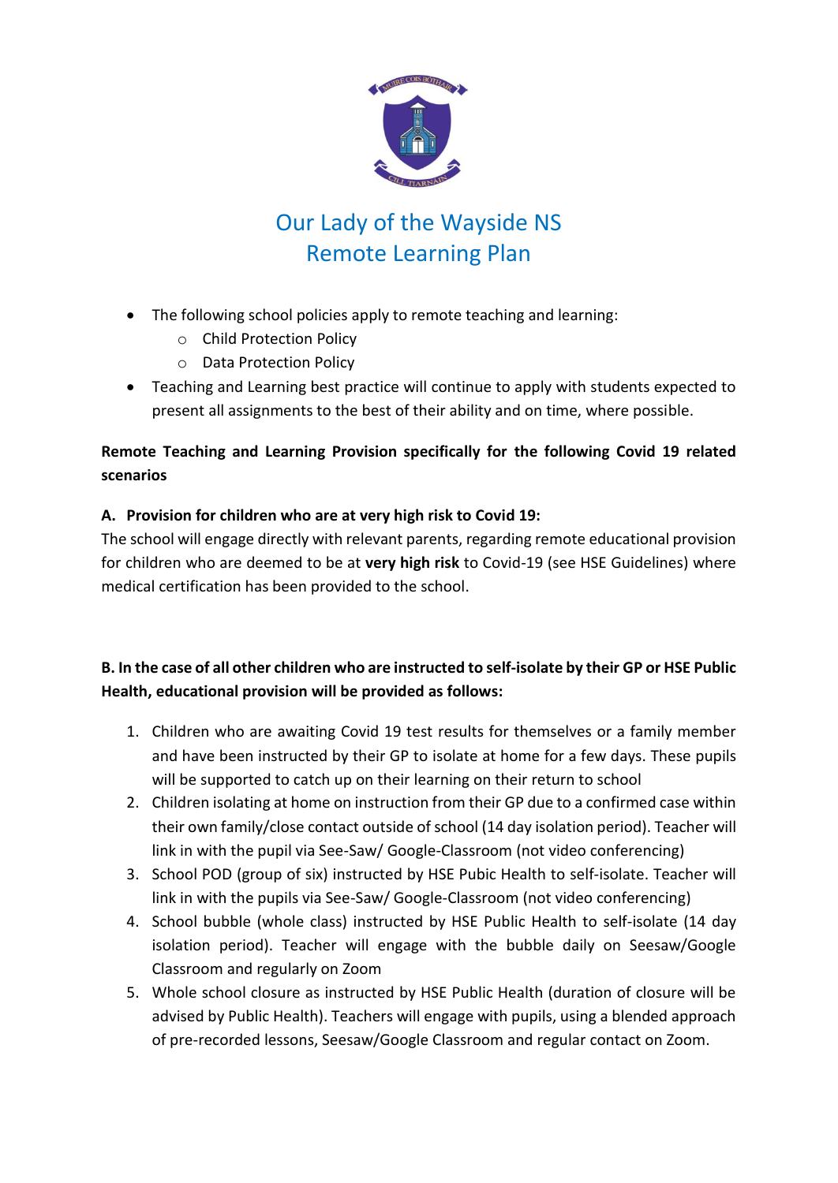# Our Lady of the Wayside NS
# Remote Learning Plan

- The following school policies apply to remote teaching and learning:
  - Child Protection Policy
  - Data Protection Policy
- Teaching and Learning best practice will continue to apply with students expected to present all assignments to the best of their ability and on time, where possible.

**Remote Teaching and Learning Provision specifically for the following Covid 19 related scenarios**

**A. Provision for children who are at very high risk to Covid 19:**

The school will engage directly with relevant parents, regarding remote educational provision for children who are deemed to be at **very high risk** to Covid-19 (see HSE Guidelines) where medical certification has been provided to the school.

**B. In the case of all other children who are instructed to self-isolate by their GP or HSE Public Health, educational provision will be provided as follows:**

1. Children who are awaiting Covid 19 test results for themselves or a family member and have been instructed by their GP to isolate at home for a few days. These pupils will be supported to catch up on their learning on their return to school
2. Children isolating at home on instruction from their GP due to a confirmed case within their own family/close contact outside of school (14 day isolation period). Teacher will link in with the pupil via See-Saw/ Google-Classroom (not video conferencing)
3. School POD (group of six) instructed by HSE Pubic Health to self-isolate. Teacher will link in with the pupils via See-Saw/ Google-Classroom (not video conferencing)
4. School bubble (whole class) instructed by HSE Public Health to self-isolate (14 day isolation period). Teacher will engage with the bubble daily on Seesaw/Google Classroom and regularly on Zoom
5. Whole school closure as instructed by HSE Public Health (duration of closure will be advised by Public Health). Teachers will engage with pupils, using a blended approach of pre-recorded lessons, Seesaw/Google Classroom and regular contact on Zoom.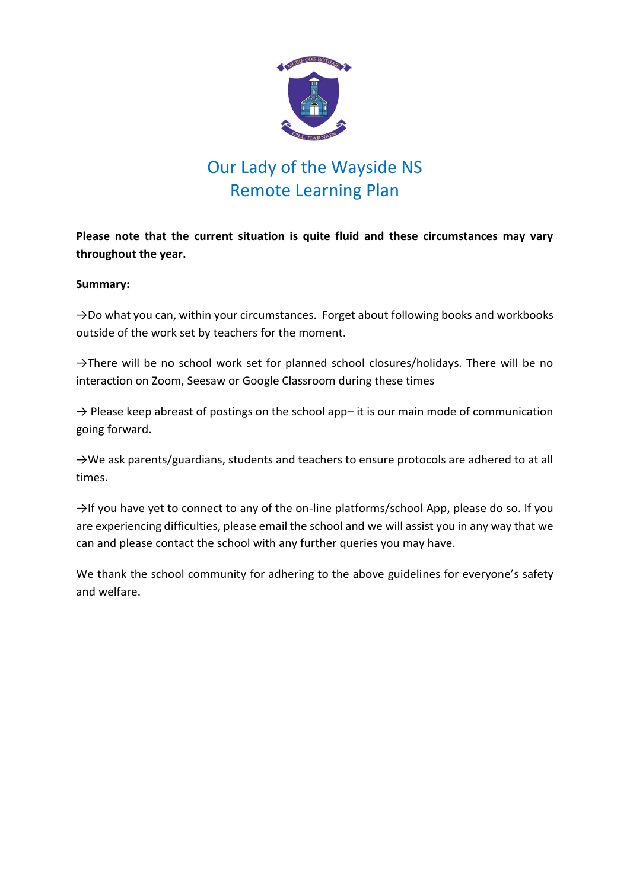# Our Lady of the Wayside NS
# Remote Learning Plan

**Please note that the current situation is quite fluid and these circumstances may vary throughout the year.**

**Summary:**

→Do what you can, within your circumstances. Forget about following books and workbooks outside of the work set by teachers for the moment.

→There will be no school work set for planned school closures/holidays. There will be no interaction on Zoom, Seesaw or Google Classroom during these times

→ Please keep abreast of postings on the school app– it is our main mode of communication going forward.

→We ask parents/guardians, students and teachers to ensure protocols are adhered to at all times.

→If you have yet to connect to any of the on-line platforms/school App, please do so. If you are experiencing difficulties, please email the school and we will assist you in any way that we can and please contact the school with any further queries you may have.

We thank the school community for adhering to the above guidelines for everyone's safety and welfare.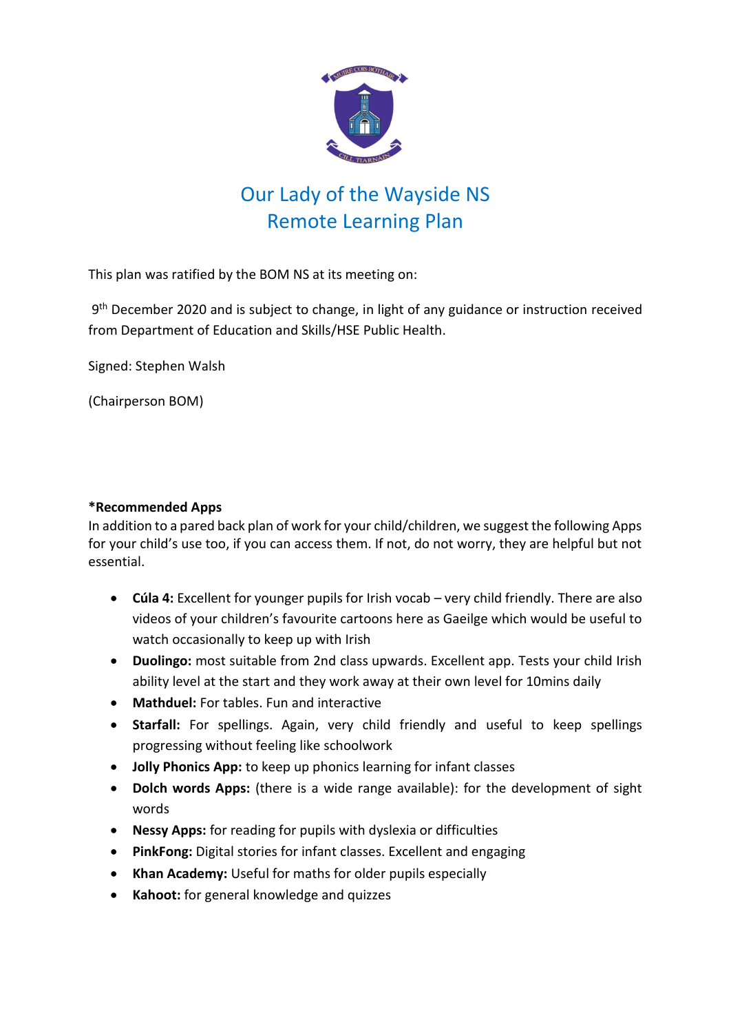# Our Lady of the Wayside NS
# Remote Learning Plan

This plan was ratified by the BOM NS at its meeting on:

9th December 2020 and is subject to change, in light of any guidance or instruction received from Department of Education and Skills/HSE Public Health.

Signed: Stephen Walsh

(Chairperson BOM)

**\*Recommended Apps**

In addition to a pared back plan of work for your child/children, we suggest the following Apps for your child's use too, if you can access them. If not, do not worry, they are helpful but not essential.

- **Cúla 4:** Excellent for younger pupils for Irish vocab – very child friendly. There are also videos of your children's favourite cartoons here as Gaeilge which would be useful to watch occasionally to keep up with Irish
- **Duolingo:** most suitable from 2nd class upwards. Excellent app. Tests your child Irish ability level at the start and they work away at their own level for 10mins daily
- **Mathduel:** For tables. Fun and interactive
- **Starfall:** For spellings. Again, very child friendly and useful to keep spellings progressing without feeling like schoolwork
- **Jolly Phonics App:** to keep up phonics learning for infant classes
- **Dolch words Apps:** (there is a wide range available): for the development of sight words
- **Nessy Apps:** for reading for pupils with dyslexia or difficulties
- **PinkFong:** Digital stories for infant classes. Excellent and engaging
- **Khan Academy:** Useful for maths for older pupils especially
- **Kahoot:** for general knowledge and quizzes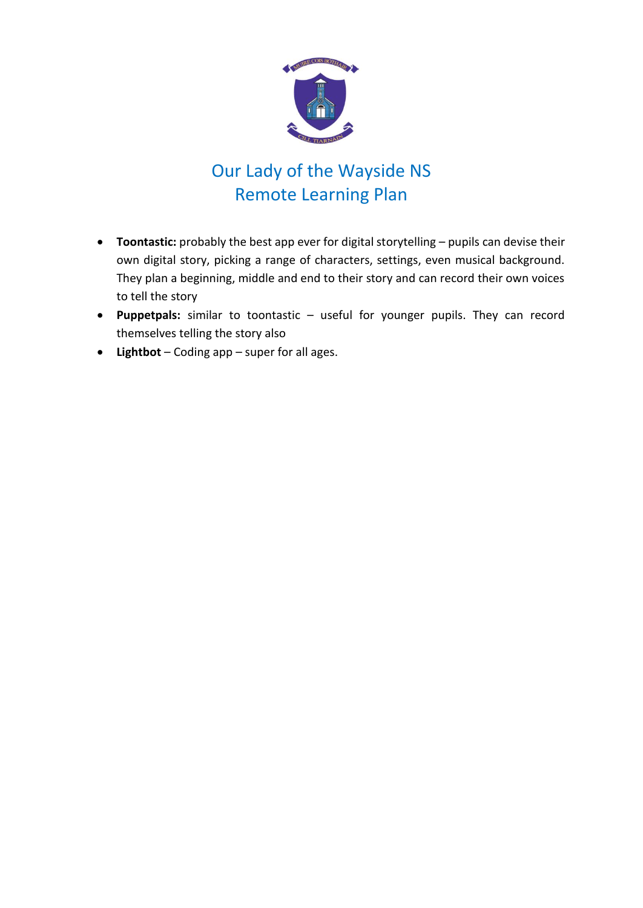# Our Lady of the Wayside NS
# Remote Learning Plan

- **Toontastic:** probably the best app ever for digital storytelling – pupils can devise their own digital story, picking a range of characters, settings, even musical background. They plan a beginning, middle and end to their story and can record their own voices to tell the story
- **Puppetpals:** similar to toontastic – useful for younger pupils. They can record themselves telling the story also
- **Lightbot** – Coding app – super for all ages.